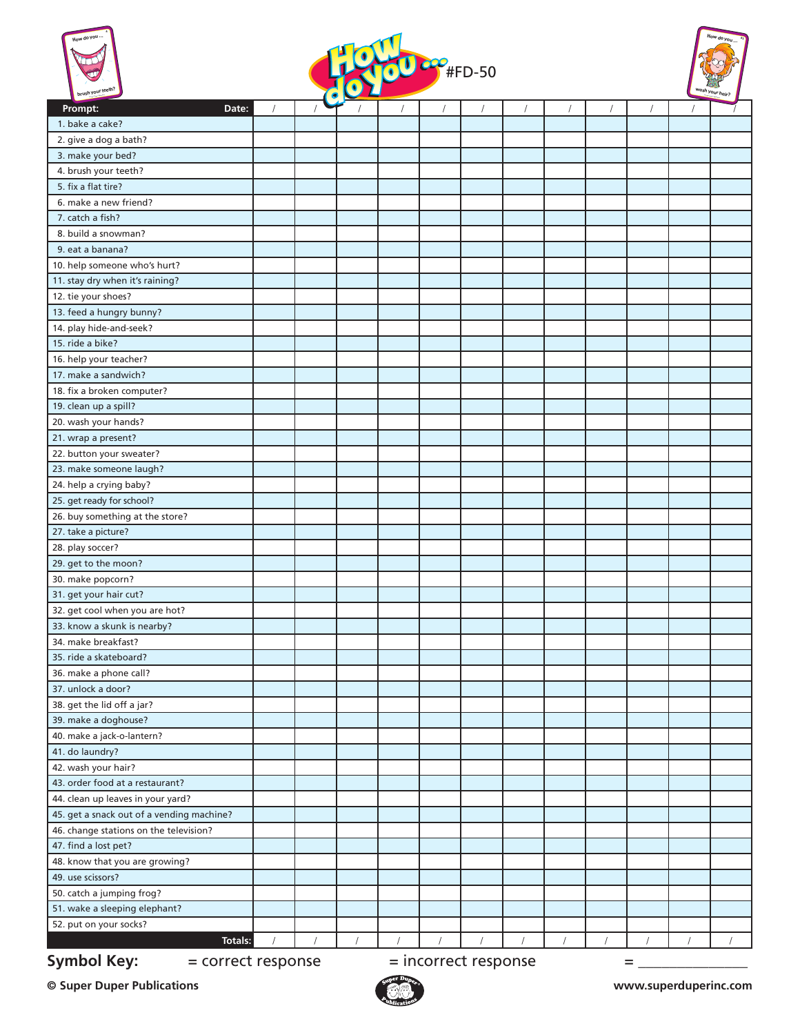# How do you ... #FD-50

| Prompt: | Date: / | / | / | / | / | / | / | / | / | / | / | / |
|---|---|---|---|---|---|---|---|---|---|---|---|---|
| 1. bake a cake? | | | | | | | | | | | | |
| 2. give a dog a bath? | | | | | | | | | | | | |
| 3. make your bed? | | | | | | | | | | | | |
| 4. brush your teeth? | | | | | | | | | | | | |
| 5. fix a flat tire? | | | | | | | | | | | | |
| 6. make a new friend? | | | | | | | | | | | | |
| 7. catch a fish? | | | | | | | | | | | | |
| 8. build a snowman? | | | | | | | | | | | | |
| 9. eat a banana? | | | | | | | | | | | | |
| 10. help someone who's hurt? | | | | | | | | | | | | |
| 11. stay dry when it's raining? | | | | | | | | | | | | |
| 12. tie your shoes? | | | | | | | | | | | | |
| 13. feed a hungry bunny? | | | | | | | | | | | | |
| 14. play hide-and-seek? | | | | | | | | | | | | |
| 15. ride a bike? | | | | | | | | | | | | |
| 16. help your teacher? | | | | | | | | | | | | |
| 17. make a sandwich? | | | | | | | | | | | | |
| 18. fix a broken computer? | | | | | | | | | | | | |
| 19. clean up a spill? | | | | | | | | | | | | |
| 20. wash your hands? | | | | | | | | | | | | |
| 21. wrap a present? | | | | | | | | | | | | |
| 22. button your sweater? | | | | | | | | | | | | |
| 23. make someone laugh? | | | | | | | | | | | | |
| 24. help a crying baby? | | | | | | | | | | | | |
| 25. get ready for school? | | | | | | | | | | | | |
| 26. buy something at the store? | | | | | | | | | | | | |
| 27. take a picture? | | | | | | | | | | | | |
| 28. play soccer? | | | | | | | | | | | | |
| 29. get to the moon? | | | | | | | | | | | | |
| 30. make popcorn? | | | | | | | | | | | | |
| 31. get your hair cut? | | | | | | | | | | | | |
| 32. get cool when you are hot? | | | | | | | | | | | | |
| 33. know a skunk is nearby? | | | | | | | | | | | | |
| 34. make breakfast? | | | | | | | | | | | | |
| 35. ride a skateboard? | | | | | | | | | | | | |
| 36. make a phone call? | | | | | | | | | | | | |
| 37. unlock a door? | | | | | | | | | | | | |
| 38. get the lid off a jar? | | | | | | | | | | | | |
| 39. make a doghouse? | | | | | | | | | | | | |
| 40. make a jack-o-lantern? | | | | | | | | | | | | |
| 41. do laundry? | | | | | | | | | | | | |
| 42. wash your hair? | | | | | | | | | | | | |
| 43. order food at a restaurant? | | | | | | | | | | | | |
| 44. clean up leaves in your yard? | | | | | | | | | | | | |
| 45. get a snack out of a vending machine? | | | | | | | | | | | | |
| 46. change stations on the television? | | | | | | | | | | | | |
| 47. find a lost pet? | | | | | | | | | | | | |
| 48. know that you are growing? | | | | | | | | | | | | |
| 49. use scissors? | | | | | | | | | | | | |
| 50. catch a jumping frog? | | | | | | | | | | | | |
| 51. wake a sleeping elephant? | | | | | | | | | | | | |
| 52. put on your socks? | | | | | | | | | | | | |
| Totals: | / | / | / | / | / | / | / | / | / | / | / | / |

**Symbol Key:** = correct response = incorrect response = _______________

© Super Duper Publications www.superduperinc.com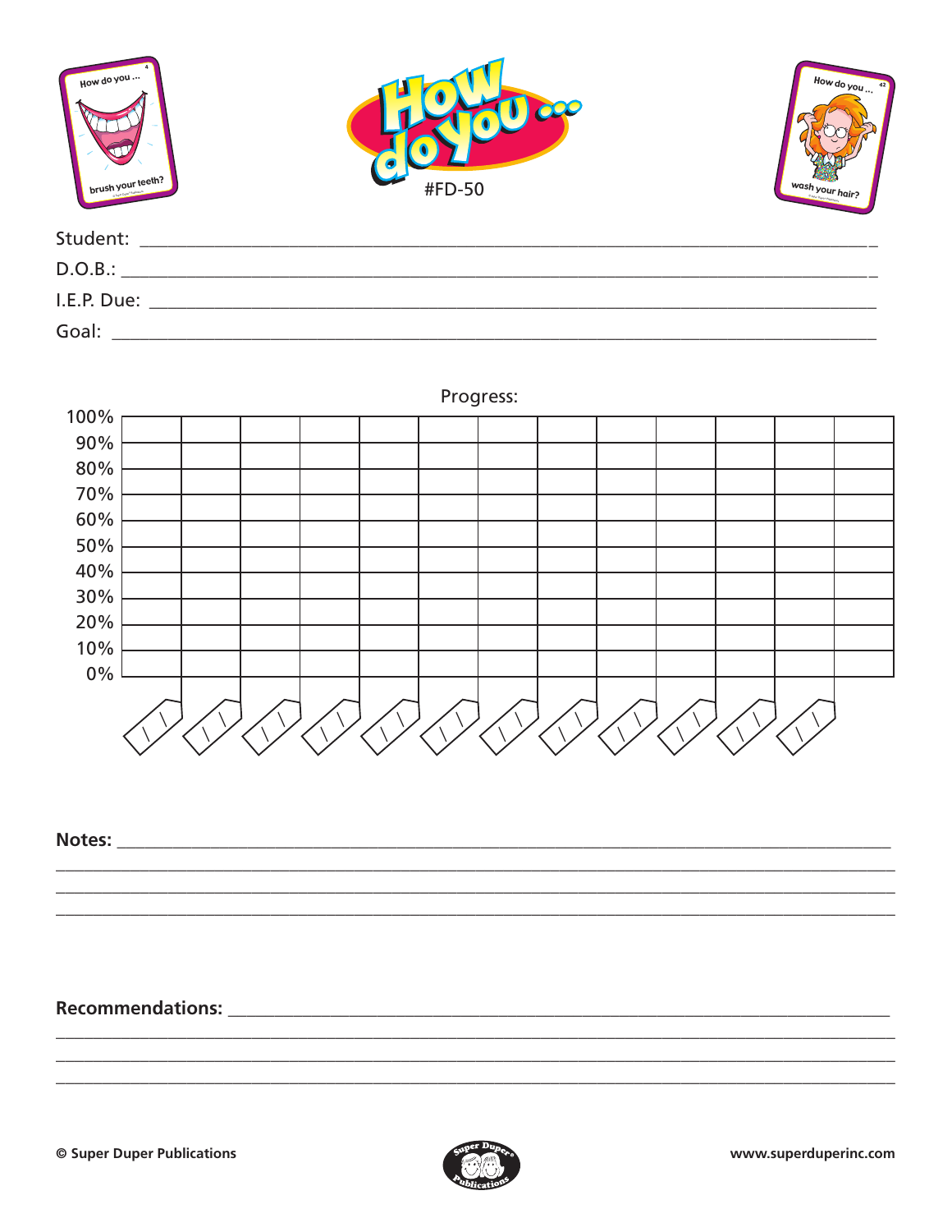How do you ...

#FD-50

Student: ___________________________________________

D.O.B.: ___________________________________________

I.E.P. Due: ___________________________________________

Goal: ___________________________________________

Progress:

100%
90%
80%
70%
60%
50%
40%
30%
20%
10%
0%

**Notes:** ___________________________________________

___________________________________________

___________________________________________

___________________________________________

**Recommendations:** ___________________________________________

___________________________________________

___________________________________________

___________________________________________

**© Super Duper Publications**

**www.superduperinc.com**